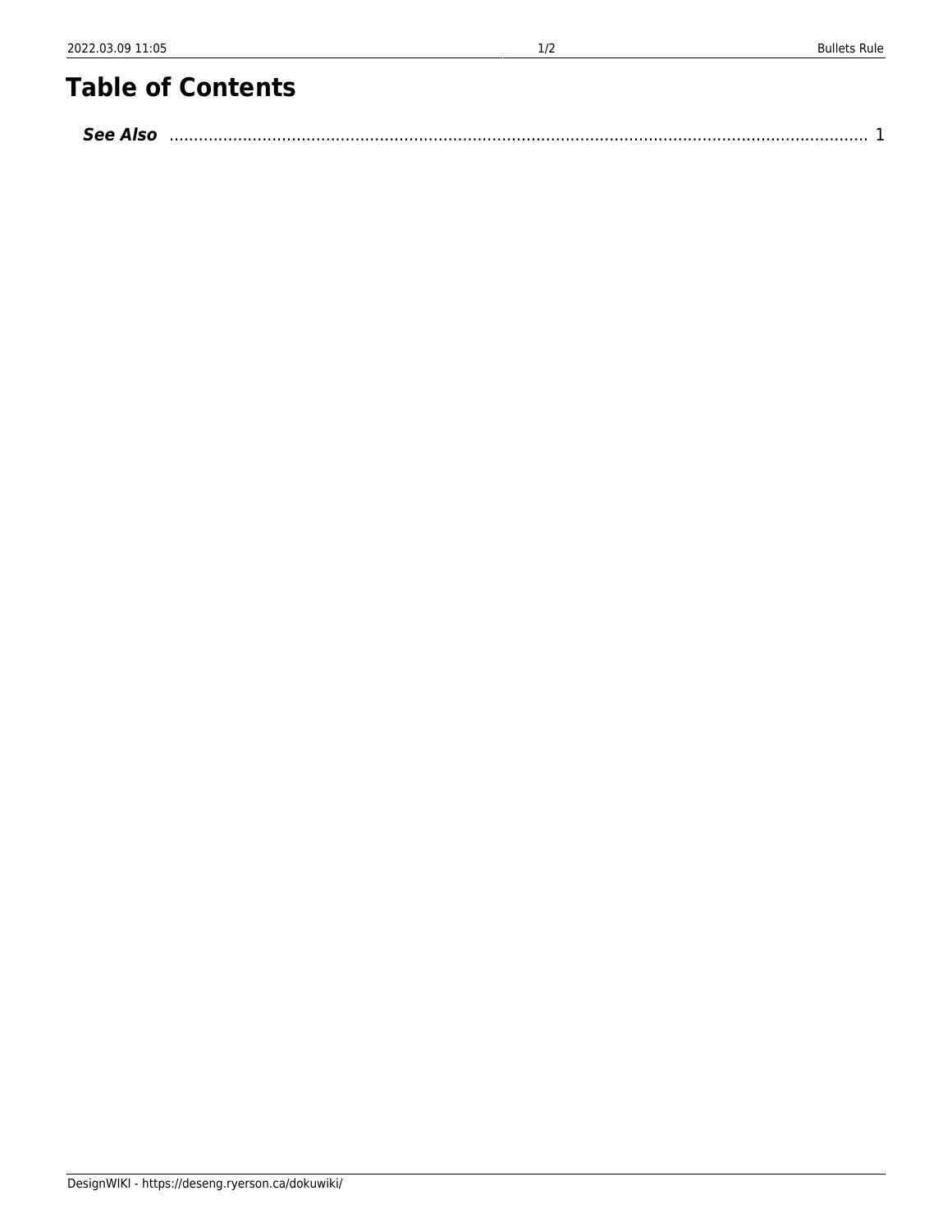# Table of Contents

***See Also*** ........................................................................................................................................ 1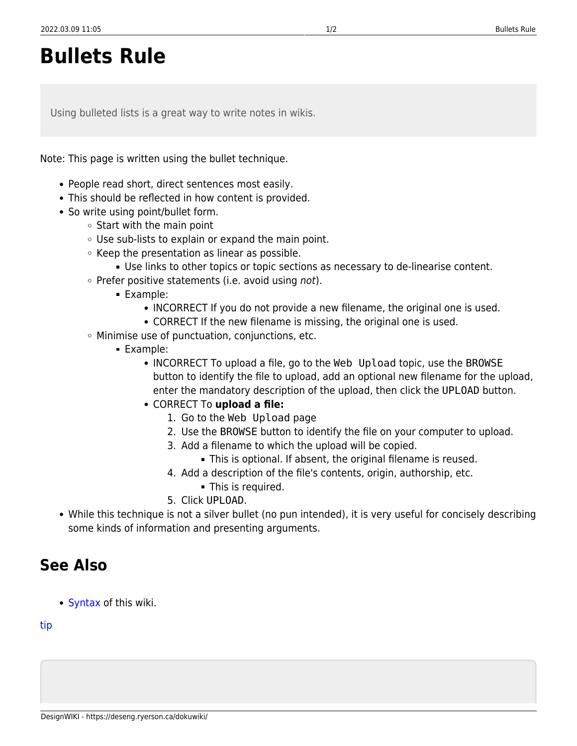# Bullets Rule

> Using bulleted lists is a great way to write notes in wikis.

Note: This page is written using the bullet technique.

- People read short, direct sentences most easily.
- This should be reflected in how content is provided.
- So write using point/bullet form.
    - Start with the main point
    - Use sub-lists to explain or expand the main point.
    - Keep the presentation as linear as possible.
        - Use links to other topics or topic sections as necessary to de-linearise content.
    - Prefer positive statements (i.e. avoid using *not*).
        - Example:
            - INCORRECT If you do not provide a new filename, the original one is used.
            - CORRECT If the new filename is missing, the original one is used.
    - Minimise use of punctuation, conjunctions, etc.
        - Example:
            - INCORRECT To upload a file, go to the `Web Upload` topic, use the `BROWSE` button to identify the file to upload, add an optional new filename for the upload, enter the mandatory description of the upload, then click the `UPLOAD` button.
            - CORRECT To **upload a file:**
                1. Go to the `Web Upload` page
                2. Use the `BROWSE` button to identify the file on your computer to upload.
                3. Add a filename to which the upload will be copied.
                    - This is optional. If absent, the original filename is reused.
                4. Add a description of the file's contents, origin, authorship, etc.
                    - This is required.
                5. Click `UPLOAD`.
- While this technique is not a silver bullet (no pun intended), it is very useful for concisely describing some kinds of information and presenting arguments.

## See Also

- Syntax of this wiki.

tip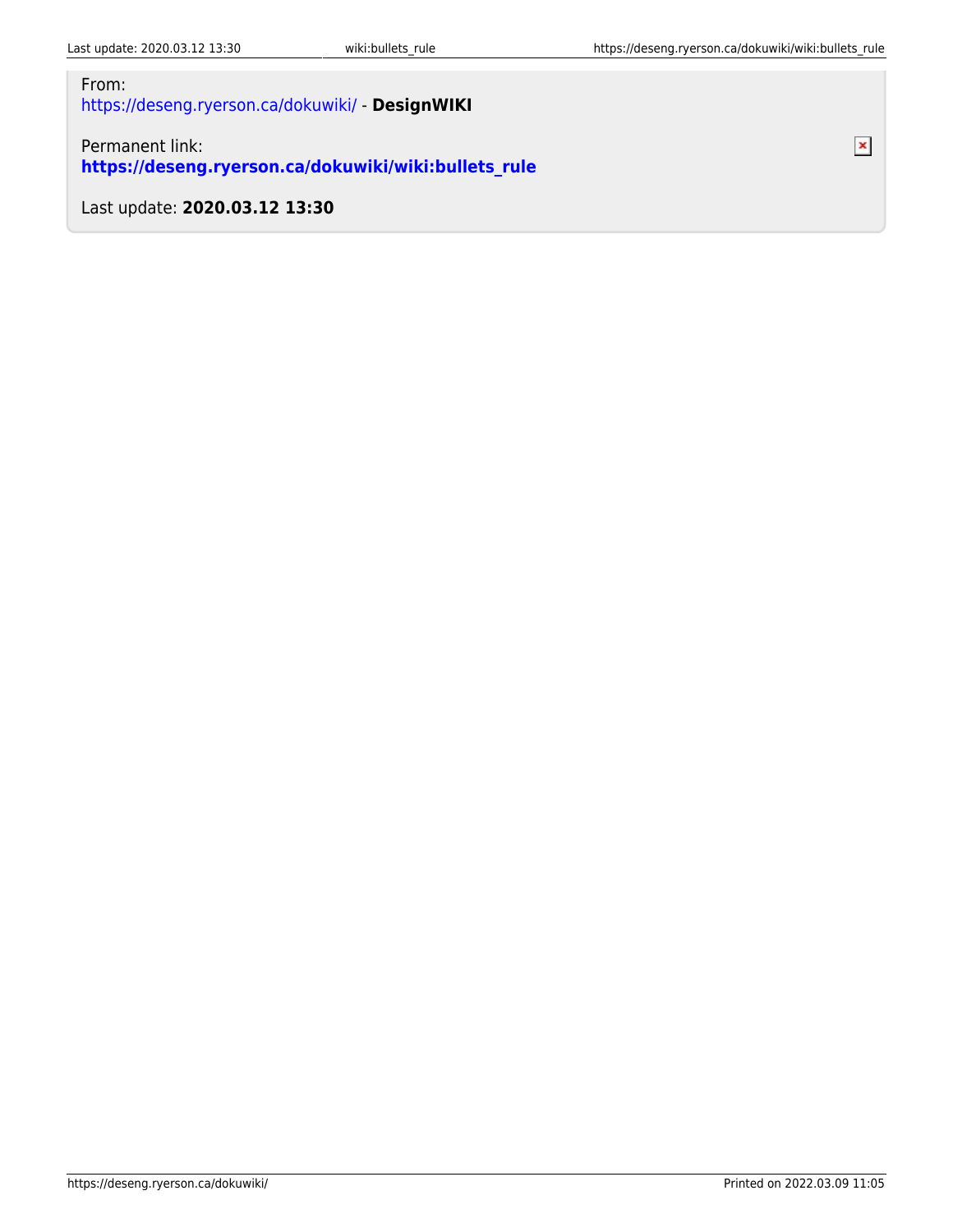From:
https://deseng.ryerson.ca/dokuwiki/ - **DesignWIKI**

Permanent link:
**https://deseng.ryerson.ca/dokuwiki/wiki:bullets_rule**

Last update: **2020.03.12 13:30**